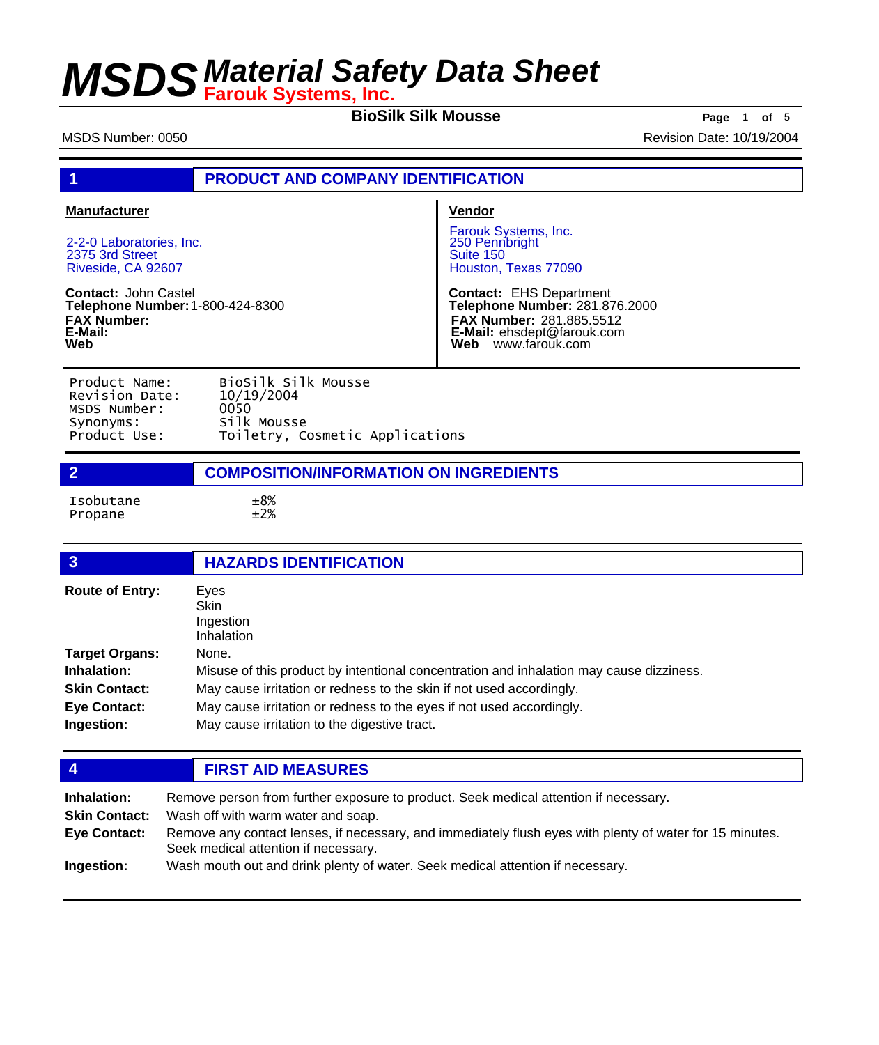# MSDS Material Safety Data Sheet

**Farouk Systems, Inc.**

**BioSilk Silk Mousse**

MSDS Number: 0050

Revision Date: 10/19/2004

## 1 PRODUCT AND COMPANY IDENTIFICATION

**Manufacturer**

2-2-0 Laboratories, Inc.
2375 3rd Street
Riveside, CA 92607

**Contact:** John Castel
**Telephone Number:** 1-800-424-8300
**FAX Number:**
**E-Mail:**
**Web**

**Vendor**

Farouk Systems, Inc.
250 Pennbright
Suite 150
Houston, Texas 77090

**Contact:** EHS Department
**Telephone Number:** 281.876.2000
**FAX Number:** 281.885.5512
**E-Mail:** ehsdept@farouk.com
**Web** www.farouk.com

| | |
|---|---|
| Product Name: | BioSilk Silk Mousse |
| Revision Date: | 10/19/2004 |
| MSDS Number: | 0050 |
| Synonyms: | Silk Mousse |
| Product Use: | Toiletry, Cosmetic Applications |

## 2 COMPOSITION/INFORMATION ON INGREDIENTS

| | |
|---|---|
| Isobutane | ±8% |
| Propane | ±2% |

## 3 HAZARDS IDENTIFICATION

**Route of Entry:** Eyes
Skin
Ingestion
Inhalation

**Target Organs:** None.

**Inhalation:** Misuse of this product by intentional concentration and inhalation may cause dizziness.

**Skin Contact:** May cause irritation or redness to the skin if not used accordingly.

**Eye Contact:** May cause irritation or redness to the eyes if not used accordingly.

**Ingestion:** May cause irritation to the digestive tract.

## 4 FIRST AID MEASURES

**Inhalation:** Remove person from further exposure to product. Seek medical attention if necessary.

**Skin Contact:** Wash off with warm water and soap.

**Eye Contact:** Remove any contact lenses, if necessary, and immediately flush eyes with plenty of water for 15 minutes. Seek medical attention if necessary.

**Ingestion:** Wash mouth out and drink plenty of water. Seek medical attention if necessary.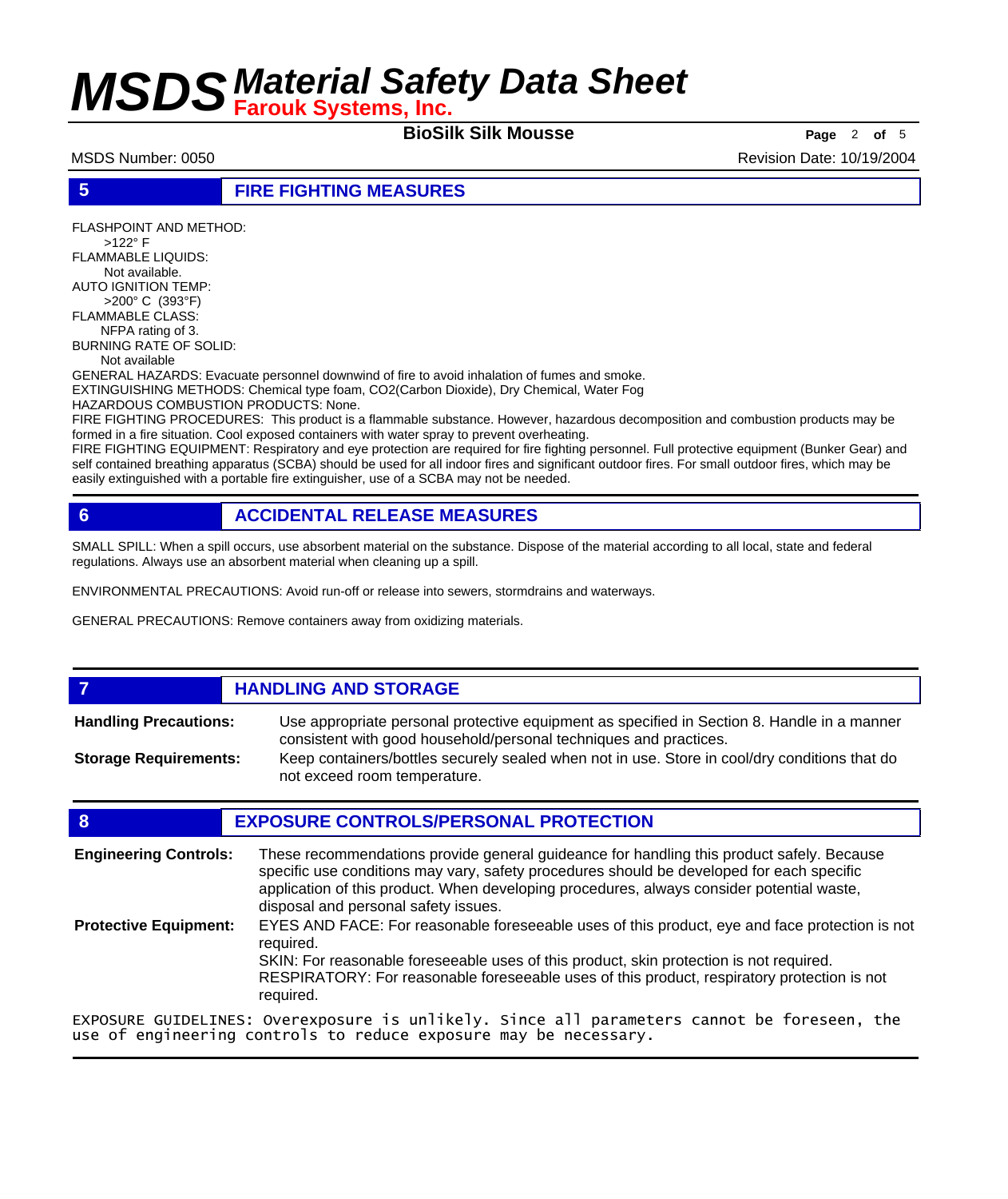## 5 FIRE FIGHTING MEASURES

FLASHPOINT AND METHOD:
  >122° F
FLAMMABLE LIQUIDS:
  Not available.
AUTO IGNITION TEMP:
  >200° C (393°F)
FLAMMABLE CLASS:
  NFPA rating of 3.
BURNING RATE OF SOLID:
  Not available

GENERAL HAZARDS: Evacuate personnel downwind of fire to avoid inhalation of fumes and smoke.
EXTINGUISHING METHODS: Chemical type foam, $CO_2$(Carbon Dioxide), Dry Chemical, Water Fog
HAZARDOUS COMBUSTION PRODUCTS: None.
FIRE FIGHTING PROCEDURES: This product is a flammable substance. However, hazardous decomposition and combustion products may be formed in a fire situation. Cool exposed containers with water spray to prevent overheating.
FIRE FIGHTING EQUIPMENT: Respiratory and eye protection are required for fire fighting personnel. Full protective equipment (Bunker Gear) and self contained breathing apparatus (SCBA) should be used for all indoor fires and significant outdoor fires. For small outdoor fires, which may be easily extinguished with a portable fire extinguisher, use of a SCBA may not be needed.

## 6 ACCIDENTAL RELEASE MEASURES

SMALL SPILL: When a spill occurs, use absorbent material on the substance. Dispose of the material according to all local, state and federal regulations. Always use an absorbent material when cleaning up a spill.

ENVIRONMENTAL PRECAUTIONS: Avoid run-off or release into sewers, stormdrains and waterways.

GENERAL PRECAUTIONS: Remove containers away from oxidizing materials.

## 7 HANDLING AND STORAGE

**Handling Precautions:** Use appropriate personal protective equipment as specified in Section 8. Handle in a manner consistent with good household/personal techniques and practices.

**Storage Requirements:** Keep containers/bottles securely sealed when not in use. Store in cool/dry conditions that do not exceed room temperature.

## 8 EXPOSURE CONTROLS/PERSONAL PROTECTION

**Engineering Controls:** These recommendations provide general guideance for handling this product safely. Because specific use conditions may vary, safety procedures should be developed for each specific application of this product. When developing procedures, always consider potential waste, disposal and personal safety issues.

**Protective Equipment:** EYES AND FACE: For reasonable foreseeable uses of this product, eye and face protection is not required.
SKIN: For reasonable foreseeable uses of this product, skin protection is not required.
RESPIRATORY: For reasonable foreseeable uses of this product, respiratory protection is not required.

EXPOSURE GUIDELINES: Overexposure is unlikely. Since all parameters cannot be foreseen, the use of engineering controls to reduce exposure may be necessary.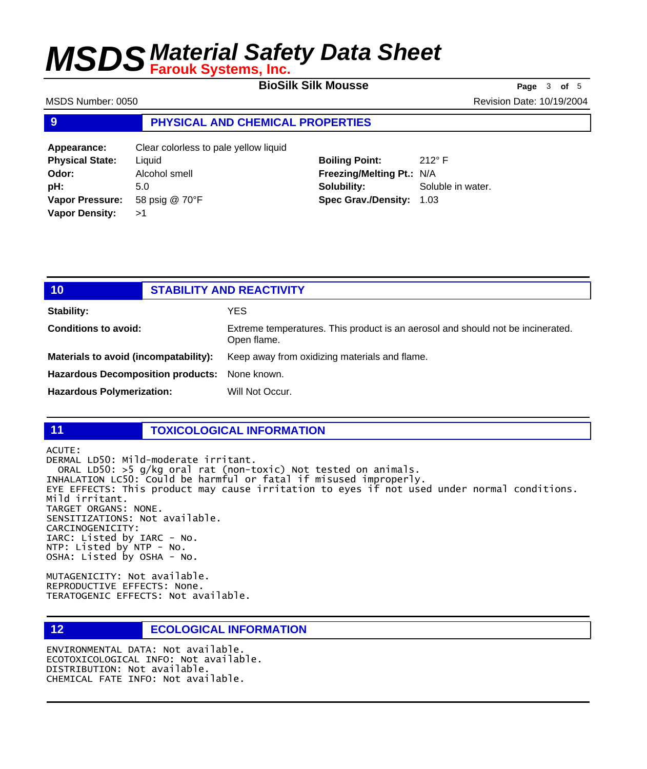## 9 PHYSICAL AND CHEMICAL PROPERTIES

| | | | |
|---|---|---|---|
| **Appearance:** | Clear colorless to pale yellow liquid | | |
| **Physical State:** | Liquid | **Boiling Point:** | 212° F |
| **Odor:** | Alcohol smell | **Freezing/Melting Pt.:** | N/A |
| **pH:** | 5.0 | **Solubility:** | Soluble in water. |
| **Vapor Pressure:** | 58 psig @ 70°F | **Spec Grav./Density:** | 1.03 |
| **Vapor Density:** | >1 | | |

## 10 STABILITY AND REACTIVITY

**Stability:** YES

**Conditions to avoid:** Extreme temperatures. This product is an aerosol and should not be incinerated. Open flame.

**Materials to avoid (incompatability):** Keep away from oxidizing materials and flame.

**Hazardous Decomposition products:** None known.

**Hazardous Polymerization:** Will Not Occur.

## 11 TOXICOLOGICAL INFORMATION

ACUTE:
DERMAL LD50: Mild-moderate irritant.
ORAL LD50: >5 g/kg oral rat (non-toxic) Not tested on animals.
INHALATION LC50: Could be harmful or fatal if misused improperly.
EYE EFFECTS: This product may cause irritation to eyes if not used under normal conditions. Mild irritant.
TARGET ORGANS: NONE.
SENSITIZATIONS: Not available.
CARCINOGENICITY:
IARC: Listed by IARC - No.
NTP: Listed by NTP - No.
OSHA: Listed by OSHA - No.

MUTAGENICITY: Not available.
REPRODUCTIVE EFFECTS: None.
TERATOGENIC EFFECTS: Not available.

## 12 ECOLOGICAL INFORMATION

ENVIRONMENTAL DATA: Not available.
ECOTOXICOLOGICAL INFO: Not available.
DISTRIBUTION: Not available.
CHEMICAL FATE INFO: Not available.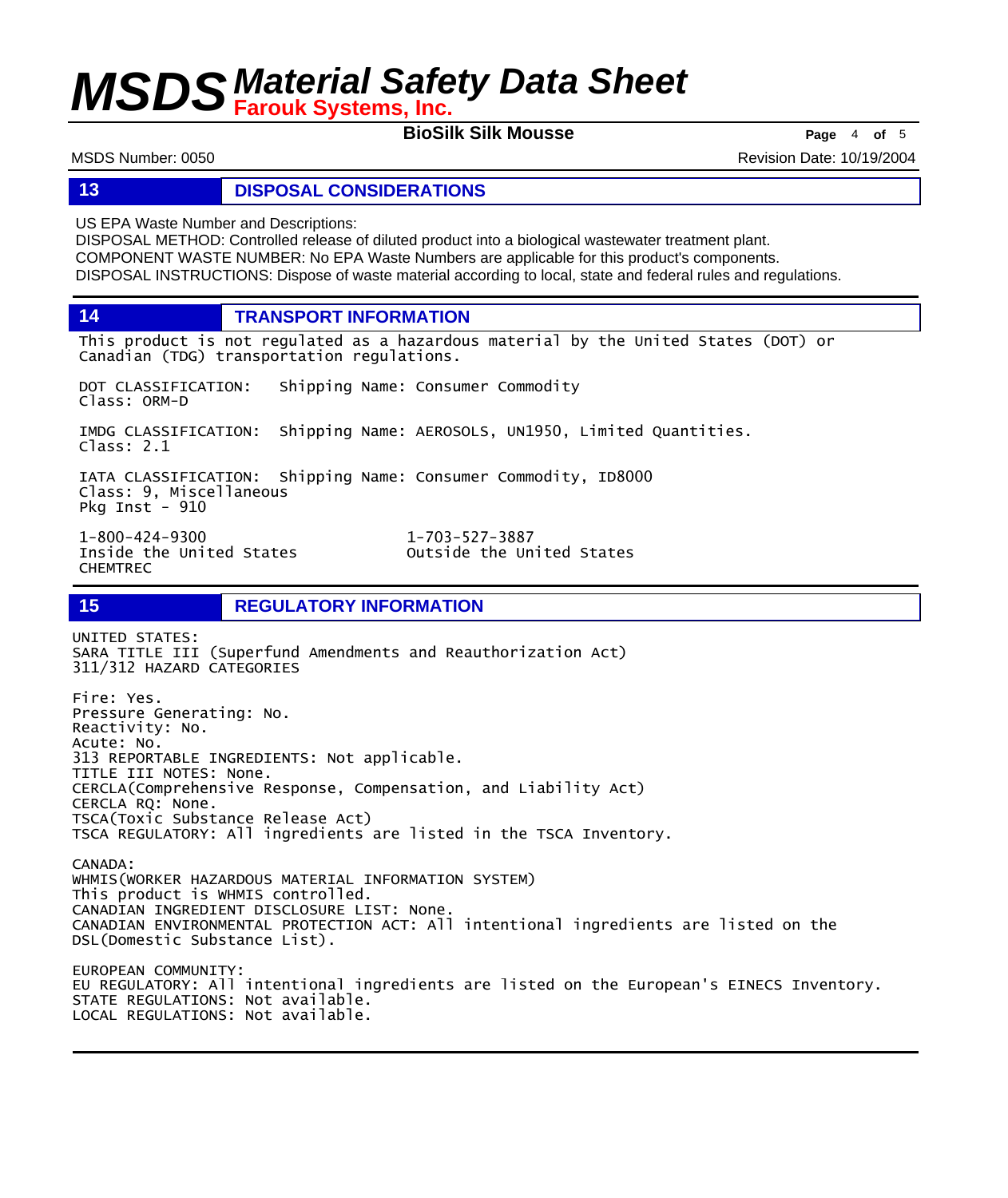## 13 DISPOSAL CONSIDERATIONS

US EPA Waste Number and Descriptions:
DISPOSAL METHOD: Controlled release of diluted product into a biological wastewater treatment plant.
COMPONENT WASTE NUMBER: No EPA Waste Numbers are applicable for this product's components.
DISPOSAL INSTRUCTIONS: Dispose of waste material according to local, state and federal rules and regulations.

## 14 TRANSPORT INFORMATION

This product is not regulated as a hazardous material by the United States (DOT) or Canadian (TDG) transportation regulations.

DOT CLASSIFICATION: Shipping Name: Consumer Commodity
Class: ORM-D

IMDG CLASSIFICATION: Shipping Name: AEROSOLS, UN1950, Limited Quantities.
Class: 2.1

IATA CLASSIFICATION: Shipping Name: Consumer Commodity, ID8000
Class: 9, Miscellaneous
Pkg Inst - 910

1-800-424-9300
Inside the United States
CHEMTREC

1-703-527-3887
Outside the United States

## 15 REGULATORY INFORMATION

UNITED STATES:
SARA TITLE III (Superfund Amendments and Reauthorization Act)
311/312 HAZARD CATEGORIES

Fire: Yes.
Pressure Generating: No.
Reactivity: No.
Acute: No.
313 REPORTABLE INGREDIENTS: Not applicable.
TITLE III NOTES: None.
CERCLA(Comprehensive Response, Compensation, and Liability Act)
CERCLA RQ: None.
TSCA(Toxic Substance Release Act)
TSCA REGULATORY: All ingredients are listed in the TSCA Inventory.

CANADA:
WHMIS(WORKER HAZARDOUS MATERIAL INFORMATION SYSTEM)
This product is WHMIS controlled.
CANADIAN INGREDIENT DISCLOSURE LIST: None.
CANADIAN ENVIRONMENTAL PROTECTION ACT: All intentional ingredients are listed on the DSL(Domestic Substance List).

EUROPEAN COMMUNITY:
EU REGULATORY: All intentional ingredients are listed on the European's EINECS Inventory.
STATE REGULATIONS: Not available.
LOCAL REGULATIONS: Not available.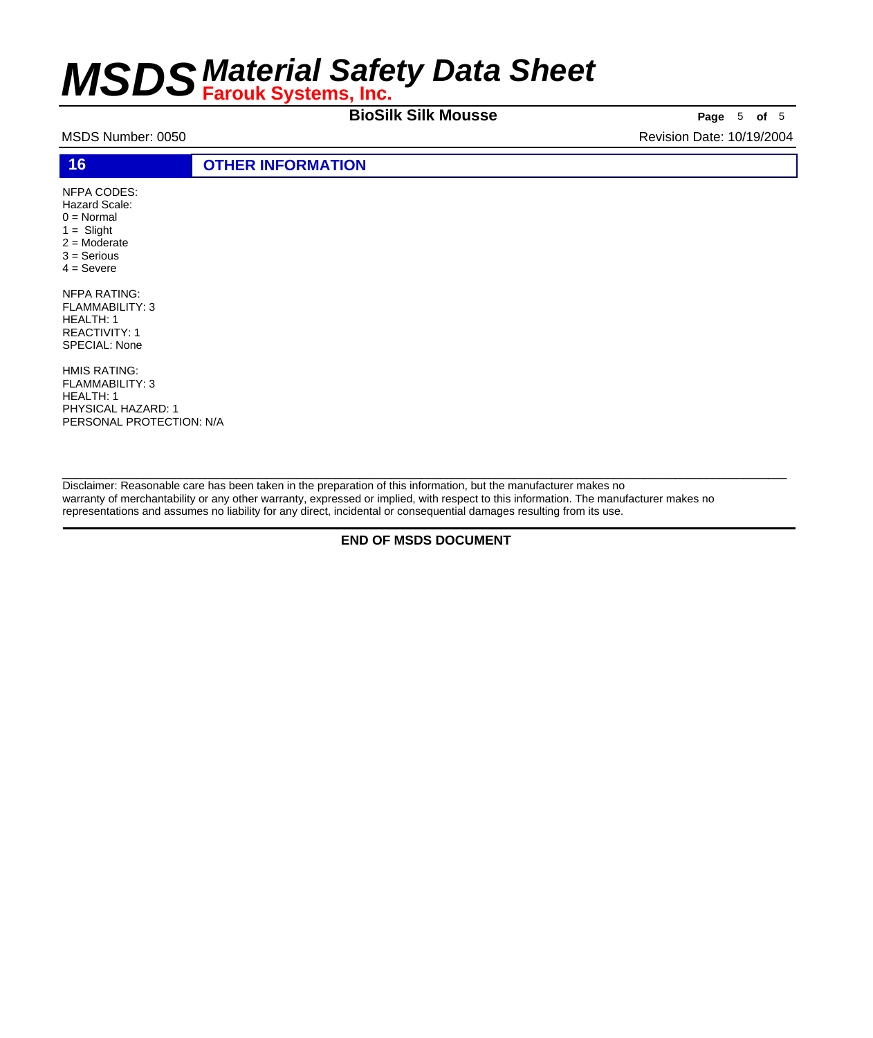## 16 OTHER INFORMATION

NFPA CODES:
Hazard Scale:
0 = Normal
1 = Slight
2 = Moderate
3 = Serious
4 = Severe

NFPA RATING:
FLAMMABILITY: 3
HEALTH: 1
REACTIVITY: 1
SPECIAL: None

HMIS RATING:
FLAMMABILITY: 3
HEALTH: 1
PHYSICAL HAZARD: 1
PERSONAL PROTECTION: N/A

---

Disclaimer: Reasonable care has been taken in the preparation of this information, but the manufacturer makes no warranty of merchantability or any other warranty, expressed or implied, with respect to this information. The manufacturer makes no representations and assumes no liability for any direct, incidental or consequential damages resulting from its use.

---

**END OF MSDS DOCUMENT**